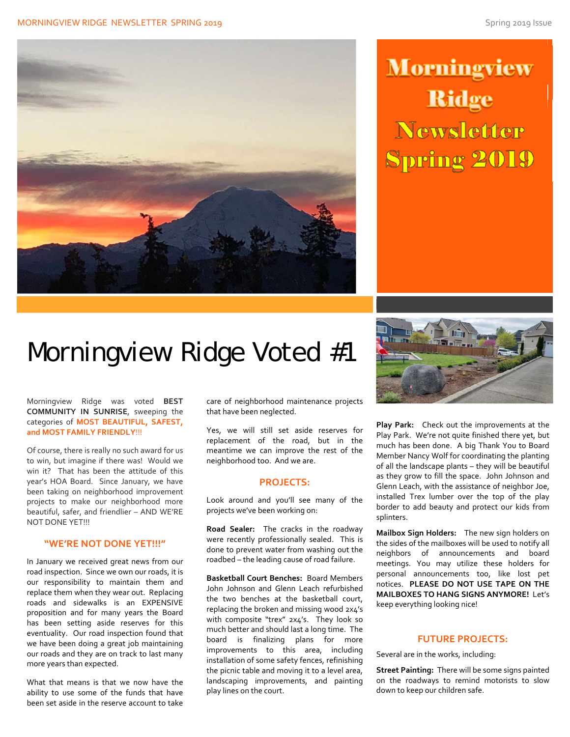# Morningview Ridge Newsletter Spring 2019

## Morningview Ridge Voted #1

Morningview Ridge was voted **BEST COMMUNITY IN SUNRISE**, sweeping the categories of **MOST BEAUTIFUL, SAFEST, and MOST FAMILY FRIENDLY!!!**

Of course, there is really no such award for us to win, but imagine if there was! Would we win it? That has been the attitude of this year's HOA Board. Since January, we have been taking on neighborhood improvement projects to make our neighborhood more beautiful, safer, and friendlier – AND WE'RE NOT DONE YET!!!

### "WE'RE NOT DONE YET!!!"

In January we received great news from our road inspection. Since we own our roads, it is our responsibility to maintain them and replace them when they wear out. Replacing roads and sidewalks is an EXPENSIVE proposition and for many years the Board has been setting aside reserves for this eventuality. Our road inspection found that we have been doing a great job maintaining our roads and they are on track to last many more years than expected.

What that means is that we now have the ability to use some of the funds that have been set aside in the reserve account to take care of neighborhood maintenance projects that have been neglected.

Yes, we will still set aside reserves for replacement of the road, but in the meantime we can improve the rest of the neighborhood too. And we are.

### PROJECTS:

Look around and you'll see many of the projects we've been working on:

**Road Sealer:** The cracks in the roadway were recently professionally sealed. This is done to prevent water from washing out the roadbed – the leading cause of road failure.

**Basketball Court Benches:** Board Members John Johnson and Glenn Leach refurbished the two benches at the basketball court, replacing the broken and missing wood 2x4's with composite "trex" 2x4's. They look so much better and should last a long time. The board is finalizing plans for more improvements to this area, including installation of some safety fences, refinishing the picnic table and moving it to a level area, landscaping improvements, and painting play lines on the court.

**Play Park:** Check out the improvements at the Play Park. We're not quite finished there yet, but much has been done. A big Thank You to Board Member Nancy Wolf for coordinating the planting of all the landscape plants – they will be beautiful as they grow to fill the space. John Johnson and Glenn Leach, with the assistance of neighbor Joe, installed Trex lumber over the top of the play border to add beauty and protect our kids from splinters.

**Mailbox Sign Holders:** The new sign holders on the sides of the mailboxes will be used to notify all neighbors of announcements and board meetings. You may utilize these holders for personal announcements too, like lost pet notices. **PLEASE DO NOT USE TAPE ON THE MAILBOXES TO HANG SIGNS ANYMORE!** Let's keep everything looking nice!

### FUTURE PROJECTS:

Several are in the works, including:

**Street Painting:** There will be some signs painted on the roadways to remind motorists to slow down to keep our children safe.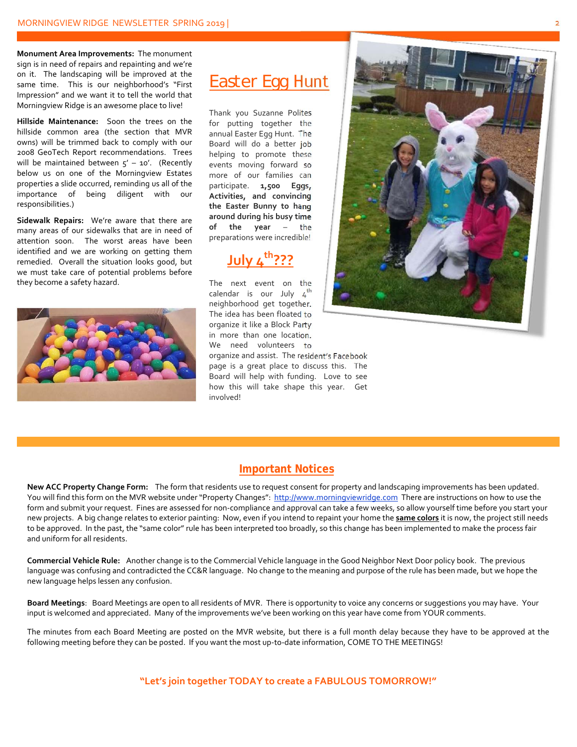**Monument Area Improvements:** The monument sign is in need of repairs and repainting and we're on it. The landscaping will be improved at the same time. This is our neighborhood's "First Impression" and we want it to tell the world that Morningview Ridge is an awesome place to live!

**Hillside Maintenance:** Soon the trees on the hillside common area (the section that MVR owns) will be trimmed back to comply with our 2008 GeoTech Report recommendations. Trees will be maintained between 5' – 10'. (Recently below us on one of the Morningview Estates properties a slide occurred, reminding us all of the importance of being diligent with our responsibilities.)

**Sidewalk Repairs:** We're aware that there are many areas of our sidewalks that are in need of attention soon. The worst areas have been identified and we are working on getting them remedied. Overall the situation looks good, but we must take care of potential problems before they become a safety hazard.

## Easter Egg Hunt

Thank you Suzanne Polites for putting together the annual Easter Egg Hunt. The Board will do a better job helping to promote these events moving forward so more of our families can participate. **1,500 Eggs, Activities, and convincing the Easter Bunny to hang around during his busy time of the year** – the preparations were incredible!

## July 4th???

The next event on the calendar is our July 4th neighborhood get together. The idea has been floated to organize it like a Block Party in more than one location. We need volunteers to organize and assist. The resident's Facebook page is a great place to discuss this. The Board will help with funding. Love to see how this will take shape this year. Get involved!

## Important Notices

**New ACC Property Change Form:** The form that residents use to request consent for property and landscaping improvements has been updated. You will find this form on the MVR website under "Property Changes": http://www.morningviewridge.com There are instructions on how to use the form and submit your request. Fines are assessed for non-compliance and approval can take a few weeks, so allow yourself time before you start your new projects. A big change relates to exterior painting: Now, even if you intend to repaint your home the **same colors** it is now, the project still needs to be approved. In the past, the "same color" rule has been interpreted too broadly, so this change has been implemented to make the process fair and uniform for all residents.

**Commercial Vehicle Rule:** Another change is to the Commercial Vehicle language in the Good Neighbor Next Door policy book. The previous language was confusing and contradicted the CC&R language. No change to the meaning and purpose of the rule has been made, but we hope the new language helps lessen any confusion.

**Board Meetings**: Board Meetings are open to all residents of MVR. There is opportunity to voice any concerns or suggestions you may have. Your input is welcomed and appreciated. Many of the improvements we've been working on this year have come from YOUR comments.

The minutes from each Board Meeting are posted on the MVR website, but there is a full month delay because they have to be approved at the following meeting before they can be posted. If you want the most up-to-date information, COME TO THE MEETINGS!

**"Let's join together TODAY to create a FABULOUS TOMORROW!"**